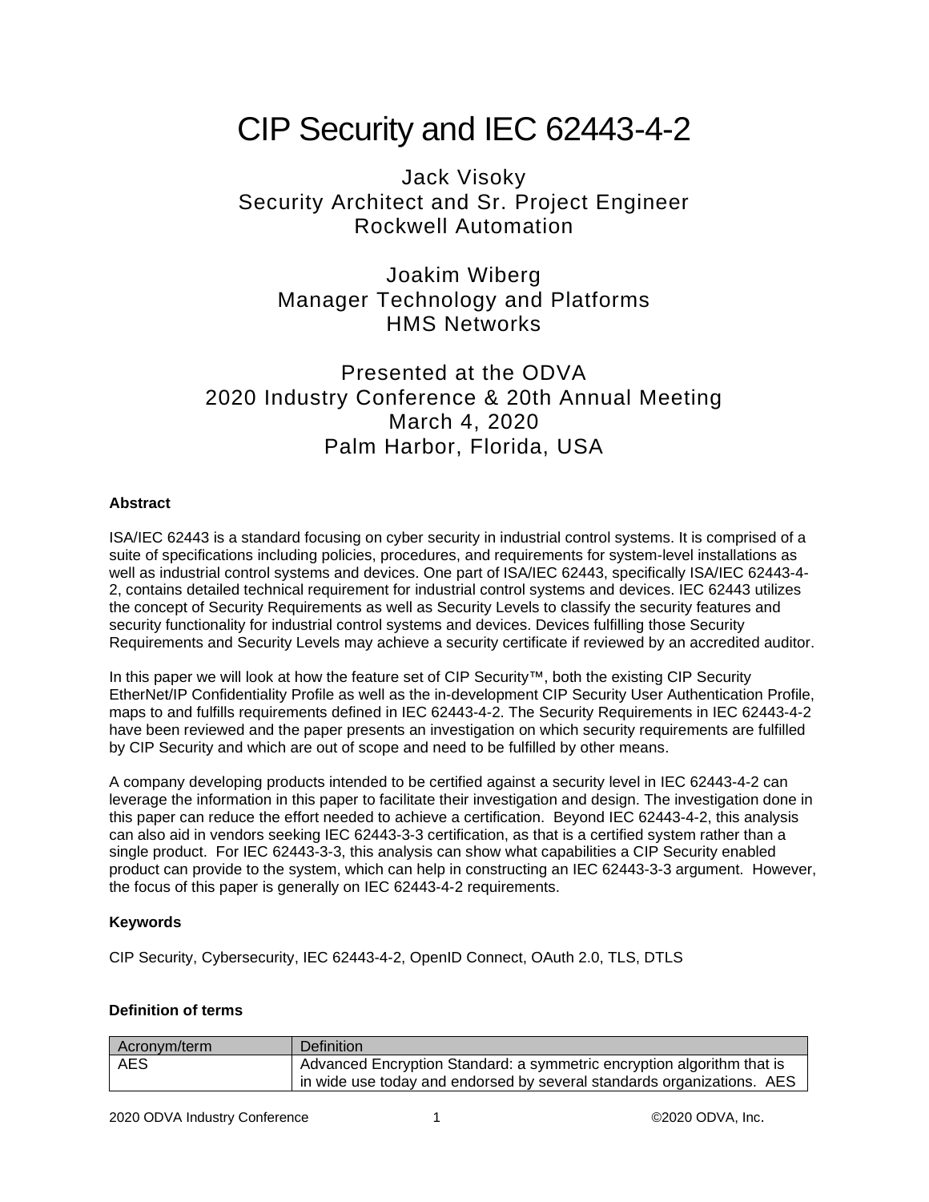# CIP Security and IEC 62443-4-2

Jack Visoky
Security Architect and Sr. Project Engineer
Rockwell Automation

Joakim Wiberg
Manager Technology and Platforms
HMS Networks

Presented at the ODVA
2020 Industry Conference & 20th Annual Meeting
March 4, 2020
Palm Harbor, Florida, USA

**Abstract**

ISA/IEC 62443 is a standard focusing on cyber security in industrial control systems. It is comprised of a suite of specifications including policies, procedures, and requirements for system-level installations as well as industrial control systems and devices. One part of ISA/IEC 62443, specifically ISA/IEC 62443-4-2, contains detailed technical requirement for industrial control systems and devices. IEC 62443 utilizes the concept of Security Requirements as well as Security Levels to classify the security features and security functionality for industrial control systems and devices. Devices fulfilling those Security Requirements and Security Levels may achieve a security certificate if reviewed by an accredited auditor.

In this paper we will look at how the feature set of CIP Security™, both the existing CIP Security EtherNet/IP Confidentiality Profile as well as the in-development CIP Security User Authentication Profile, maps to and fulfills requirements defined in IEC 62443-4-2. The Security Requirements in IEC 62443-4-2 have been reviewed and the paper presents an investigation on which security requirements are fulfilled by CIP Security and which are out of scope and need to be fulfilled by other means.

A company developing products intended to be certified against a security level in IEC 62443-4-2 can leverage the information in this paper to facilitate their investigation and design. The investigation done in this paper can reduce the effort needed to achieve a certification. Beyond IEC 62443-4-2, this analysis can also aid in vendors seeking IEC 62443-3-3 certification, as that is a certified system rather than a single product. For IEC 62443-3-3, this analysis can show what capabilities a CIP Security enabled product can provide to the system, which can help in constructing an IEC 62443-3-3 argument. However, the focus of this paper is generally on IEC 62443-4-2 requirements.

**Keywords**

CIP Security, Cybersecurity, IEC 62443-4-2, OpenID Connect, OAuth 2.0, TLS, DTLS

**Definition of terms**

| Acronym/term | Definition |
|---|---|
| AES | Advanced Encryption Standard: a symmetric encryption algorithm that is in wide use today and endorsed by several standards organizations. AES |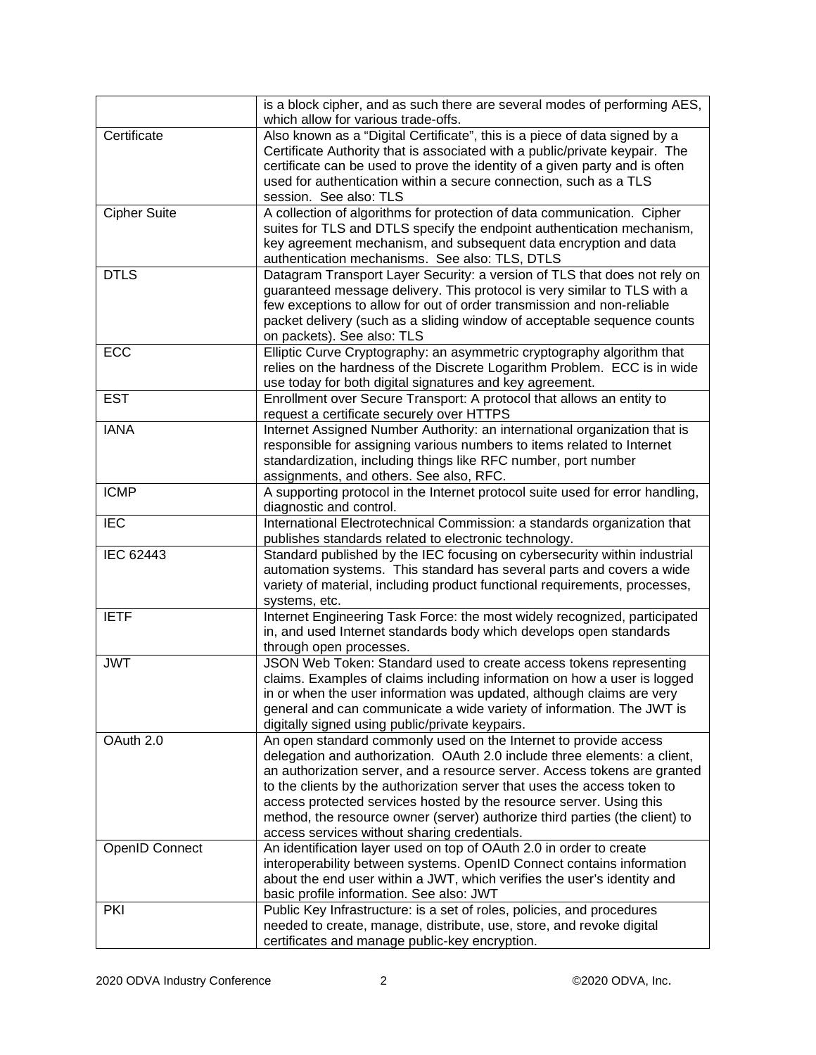| | |
|---|---|
| | is a block cipher, and as such there are several modes of performing AES, which allow for various trade-offs. |
| Certificate | Also known as a "Digital Certificate", this is a piece of data signed by a Certificate Authority that is associated with a public/private keypair. The certificate can be used to prove the identity of a given party and is often used for authentication within a secure connection, such as a TLS session. See also: TLS |
| Cipher Suite | A collection of algorithms for protection of data communication. Cipher suites for TLS and DTLS specify the endpoint authentication mechanism, key agreement mechanism, and subsequent data encryption and data authentication mechanisms. See also: TLS, DTLS |
| DTLS | Datagram Transport Layer Security: a version of TLS that does not rely on guaranteed message delivery. This protocol is very similar to TLS with a few exceptions to allow for out of order transmission and non-reliable packet delivery (such as a sliding window of acceptable sequence counts on packets). See also: TLS |
| ECC | Elliptic Curve Cryptography: an asymmetric cryptography algorithm that relies on the hardness of the Discrete Logarithm Problem. ECC is in wide use today for both digital signatures and key agreement. |
| EST | Enrollment over Secure Transport: A protocol that allows an entity to request a certificate securely over HTTPS |
| IANA | Internet Assigned Number Authority: an international organization that is responsible for assigning various numbers to items related to Internet standardization, including things like RFC number, port number assignments, and others. See also, RFC. |
| ICMP | A supporting protocol in the Internet protocol suite used for error handling, diagnostic and control. |
| IEC | International Electrotechnical Commission: a standards organization that publishes standards related to electronic technology. |
| IEC 62443 | Standard published by the IEC focusing on cybersecurity within industrial automation systems. This standard has several parts and covers a wide variety of material, including product functional requirements, processes, systems, etc. |
| IETF | Internet Engineering Task Force: the most widely recognized, participated in, and used Internet standards body which develops open standards through open processes. |
| JWT | JSON Web Token: Standard used to create access tokens representing claims. Examples of claims including information on how a user is logged in or when the user information was updated, although claims are very general and can communicate a wide variety of information. The JWT is digitally signed using public/private keypairs. |
| OAuth 2.0 | An open standard commonly used on the Internet to provide access delegation and authorization. OAuth 2.0 include three elements: a client, an authorization server, and a resource server. Access tokens are granted to the clients by the authorization server that uses the access token to access protected services hosted by the resource server. Using this method, the resource owner (server) authorize third parties (the client) to access services without sharing credentials. |
| OpenID Connect | An identification layer used on top of OAuth 2.0 in order to create interoperability between systems. OpenID Connect contains information about the end user within a JWT, which verifies the user's identity and basic profile information. See also: JWT |
| PKI | Public Key Infrastructure: is a set of roles, policies, and procedures needed to create, manage, distribute, use, store, and revoke digital certificates and manage public-key encryption. |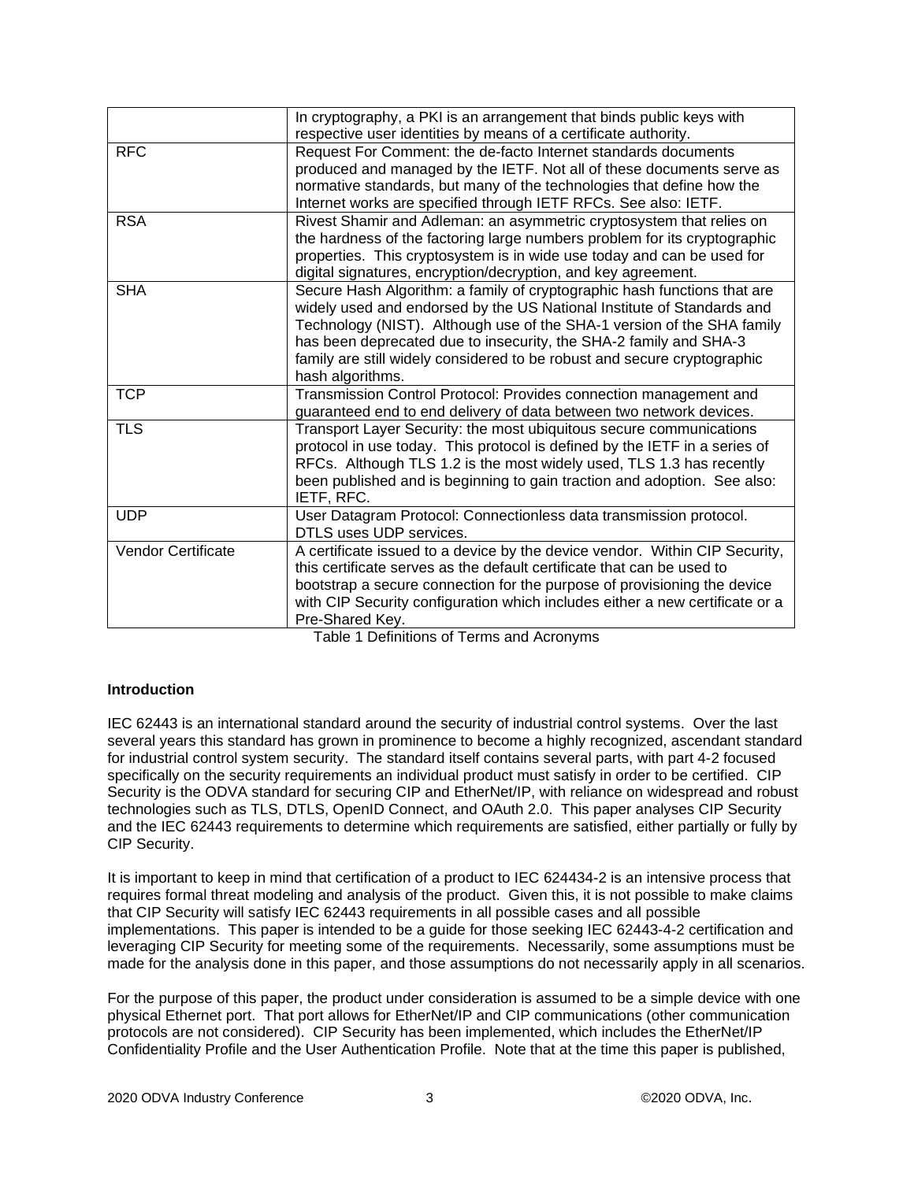| | |
|---|---|
| | In cryptography, a PKI is an arrangement that binds public keys with respective user identities by means of a certificate authority. |
| RFC | Request For Comment: the de-facto Internet standards documents produced and managed by the IETF. Not all of these documents serve as normative standards, but many of the technologies that define how the Internet works are specified through IETF RFCs. See also: IETF. |
| RSA | Rivest Shamir and Adleman: an asymmetric cryptosystem that relies on the hardness of the factoring large numbers problem for its cryptographic properties. This cryptosystem is in wide use today and can be used for digital signatures, encryption/decryption, and key agreement. |
| SHA | Secure Hash Algorithm: a family of cryptographic hash functions that are widely used and endorsed by the US National Institute of Standards and Technology (NIST). Although use of the SHA-1 version of the SHA family has been deprecated due to insecurity, the SHA-2 family and SHA-3 family are still widely considered to be robust and secure cryptographic hash algorithms. |
| TCP | Transmission Control Protocol: Provides connection management and guaranteed end to end delivery of data between two network devices. |
| TLS | Transport Layer Security: the most ubiquitous secure communications protocol in use today. This protocol is defined by the IETF in a series of RFCs. Although TLS 1.2 is the most widely used, TLS 1.3 has recently been published and is beginning to gain traction and adoption. See also: IETF, RFC. |
| UDP | User Datagram Protocol: Connectionless data transmission protocol. DTLS uses UDP services. |
| Vendor Certificate | A certificate issued to a device by the device vendor. Within CIP Security, this certificate serves as the default certificate that can be used to bootstrap a secure connection for the purpose of provisioning the device with CIP Security configuration which includes either a new certificate or a Pre-Shared Key. |

Table 1 Definitions of Terms and Acronyms

**Introduction**

IEC 62443 is an international standard around the security of industrial control systems. Over the last several years this standard has grown in prominence to become a highly recognized, ascendant standard for industrial control system security. The standard itself contains several parts, with part 4-2 focused specifically on the security requirements an individual product must satisfy in order to be certified. CIP Security is the ODVA standard for securing CIP and EtherNet/IP, with reliance on widespread and robust technologies such as TLS, DTLS, OpenID Connect, and OAuth 2.0. This paper analyses CIP Security and the IEC 62443 requirements to determine which requirements are satisfied, either partially or fully by CIP Security.

It is important to keep in mind that certification of a product to IEC 624434-2 is an intensive process that requires formal threat modeling and analysis of the product. Given this, it is not possible to make claims that CIP Security will satisfy IEC 62443 requirements in all possible cases and all possible implementations. This paper is intended to be a guide for those seeking IEC 62443-4-2 certification and leveraging CIP Security for meeting some of the requirements. Necessarily, some assumptions must be made for the analysis done in this paper, and those assumptions do not necessarily apply in all scenarios.

For the purpose of this paper, the product under consideration is assumed to be a simple device with one physical Ethernet port. That port allows for EtherNet/IP and CIP communications (other communication protocols are not considered). CIP Security has been implemented, which includes the EtherNet/IP Confidentiality Profile and the User Authentication Profile. Note that at the time this paper is published,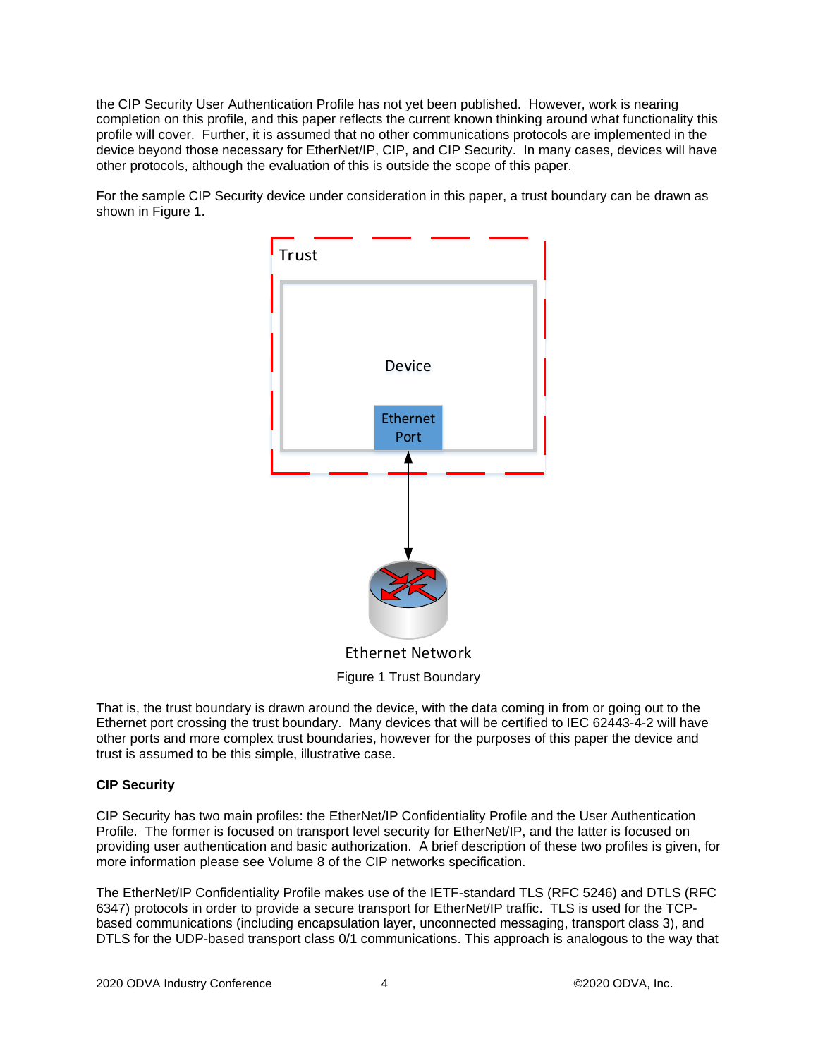the CIP Security User Authentication Profile has not yet been published. However, work is nearing completion on this profile, and this paper reflects the current known thinking around what functionality this profile will cover. Further, it is assumed that no other communications protocols are implemented in the device beyond those necessary for EtherNet/IP, CIP, and CIP Security. In many cases, devices will have other protocols, although the evaluation of this is outside the scope of this paper.

For the sample CIP Security device under consideration in this paper, a trust boundary can be drawn as shown in Figure 1.

Figure 1 Trust Boundary

That is, the trust boundary is drawn around the device, with the data coming in from or going out to the Ethernet port crossing the trust boundary. Many devices that will be certified to IEC 62443-4-2 will have other ports and more complex trust boundaries, however for the purposes of this paper the device and trust is assumed to be this simple, illustrative case.

**CIP Security**

CIP Security has two main profiles: the EtherNet/IP Confidentiality Profile and the User Authentication Profile. The former is focused on transport level security for EtherNet/IP, and the latter is focused on providing user authentication and basic authorization. A brief description of these two profiles is given, for more information please see Volume 8 of the CIP networks specification.

The EtherNet/IP Confidentiality Profile makes use of the IETF-standard TLS (RFC 5246) and DTLS (RFC 6347) protocols in order to provide a secure transport for EtherNet/IP traffic. TLS is used for the TCP-based communications (including encapsulation layer, unconnected messaging, transport class 3), and DTLS for the UDP-based transport class 0/1 communications. This approach is analogous to the way that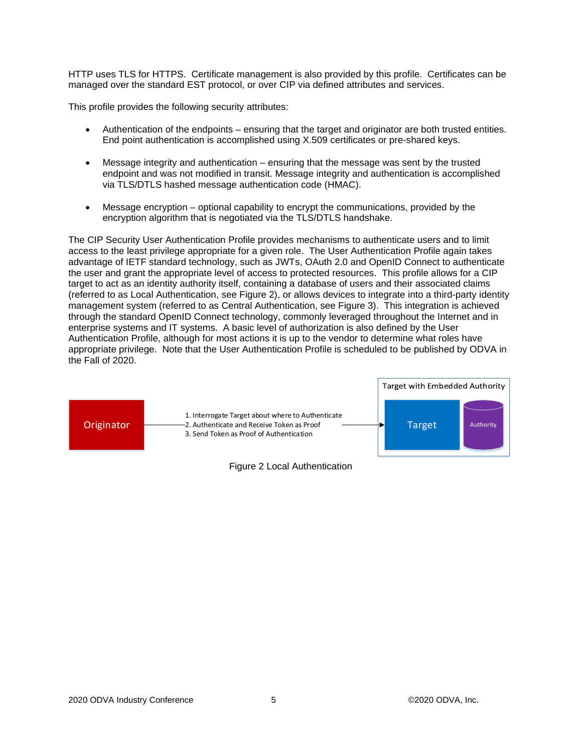HTTP uses TLS for HTTPS. Certificate management is also provided by this profile. Certificates can be managed over the standard EST protocol, or over CIP via defined attributes and services.

This profile provides the following security attributes:

- Authentication of the endpoints – ensuring that the target and originator are both trusted entities. End point authentication is accomplished using X.509 certificates or pre-shared keys.
- Message integrity and authentication – ensuring that the message was sent by the trusted endpoint and was not modified in transit. Message integrity and authentication is accomplished via TLS/DTLS hashed message authentication code (HMAC).
- Message encryption – optional capability to encrypt the communications, provided by the encryption algorithm that is negotiated via the TLS/DTLS handshake.

The CIP Security User Authentication Profile provides mechanisms to authenticate users and to limit access to the least privilege appropriate for a given role. The User Authentication Profile again takes advantage of IETF standard technology, such as JWTs, OAuth 2.0 and OpenID Connect to authenticate the user and grant the appropriate level of access to protected resources. This profile allows for a CIP target to act as an identity authority itself, containing a database of users and their associated claims (referred to as Local Authentication, see Figure 2), or allows devices to integrate into a third-party identity management system (referred to as Central Authentication, see Figure 3). This integration is achieved through the standard OpenID Connect technology, commonly leveraged throughout the Internet and in enterprise systems and IT systems. A basic level of authorization is also defined by the User Authentication Profile, although for most actions it is up to the vendor to determine what roles have appropriate privilege. Note that the User Authentication Profile is scheduled to be published by ODVA in the Fall of 2020.

Originator → Target with Embedded Authority (Target, Authority)

1. Interrogate Target about where to Authenticate
2. Authenticate and Receive Token as Proof
3. Send Token as Proof of Authentication

Figure 2 Local Authentication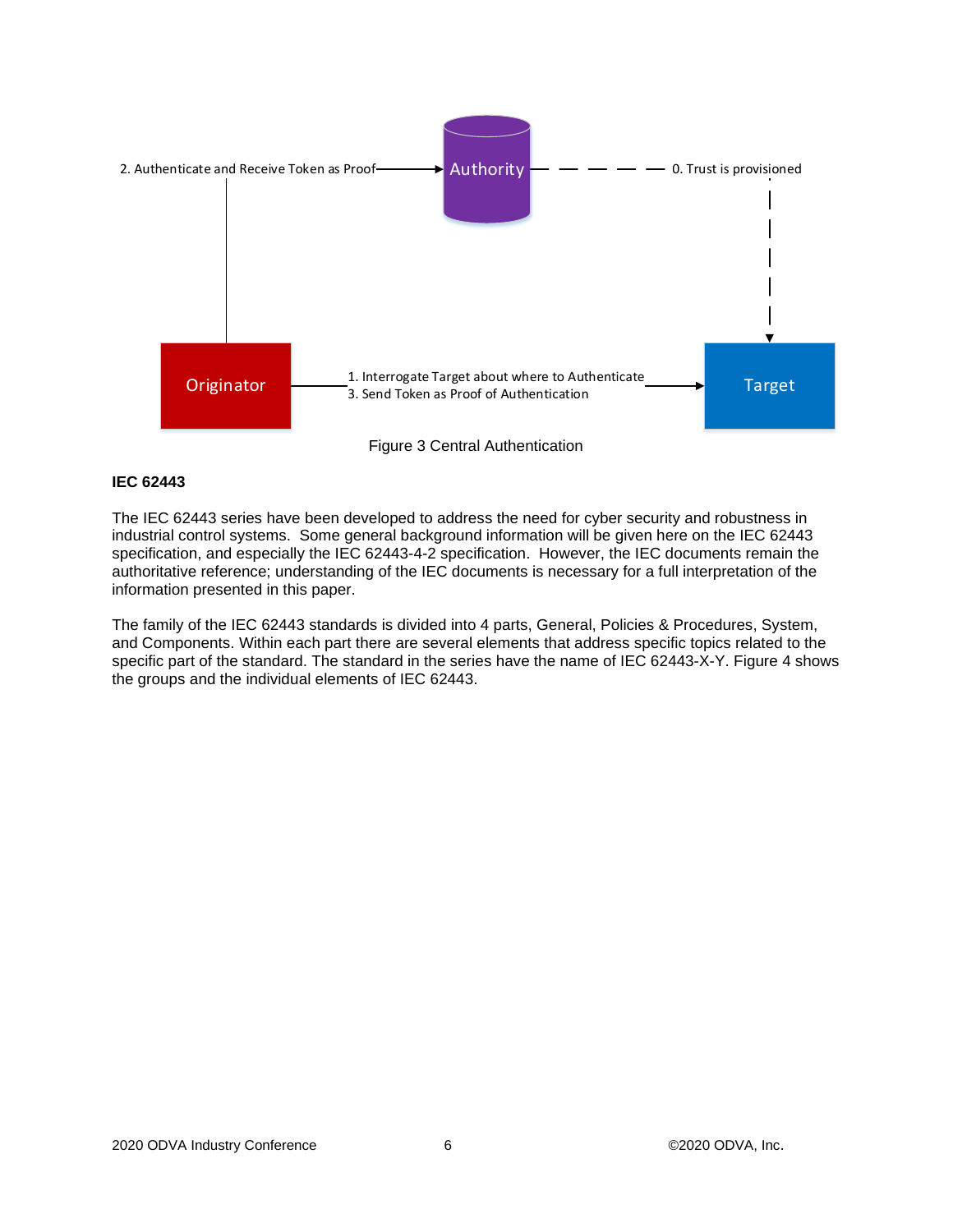Figure 3 Central Authentication

**IEC 62443**

The IEC 62443 series have been developed to address the need for cyber security and robustness in industrial control systems. Some general background information will be given here on the IEC 62443 specification, and especially the IEC 62443-4-2 specification. However, the IEC documents remain the authoritative reference; understanding of the IEC documents is necessary for a full interpretation of the information presented in this paper.

The family of the IEC 62443 standards is divided into 4 parts, General, Policies & Procedures, System, and Components. Within each part there are several elements that address specific topics related to the specific part of the standard. The standard in the series have the name of IEC 62443-X-Y. Figure 4 shows the groups and the individual elements of IEC 62443.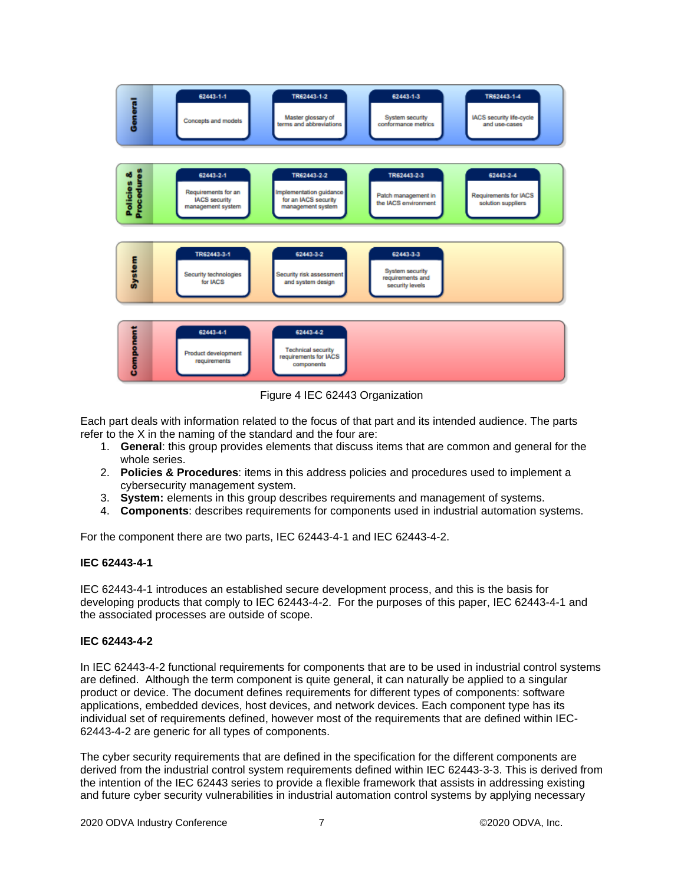| General | | | | |
|---|---|---|---|---|
| | 62443-1-1 Concepts and models | TR62443-1-2 Master glossary of terms and abbreviations | 62443-1-3 System security conformance metrics | TR62443-1-4 IACS security life-cycle and use-cases |
| **Policies & Procedures** | 62443-2-1 Requirements for an IACS security management system | TR62443-2-2 Implementation guidance for an IACS security management system | TR62443-2-3 Patch management in the IACS environment | 62443-2-4 Requirements for IACS solution suppliers |
| **System** | TR62443-3-1 Security technologies for IACS | 62443-3-2 Security risk assessment and system design | 62443-3-3 System security requirements and security levels | |
| **Component** | 62443-4-1 Product development requirements | 62443-4-2 Technical security requirements for IACS components | | |

Figure 4 IEC 62443 Organization

Each part deals with information related to the focus of that part and its intended audience. The parts refer to the X in the naming of the standard and the four are:

1. **General**: this group provides elements that discuss items that are common and general for the whole series.
2. **Policies & Procedures**: items in this address policies and procedures used to implement a cybersecurity management system.
3. **System:** elements in this group describes requirements and management of systems.
4. **Components**: describes requirements for components used in industrial automation systems.

For the component there are two parts, IEC 62443-4-1 and IEC 62443-4-2.

**IEC 62443-4-1**

IEC 62443-4-1 introduces an established secure development process, and this is the basis for developing products that comply to IEC 62443-4-2. For the purposes of this paper, IEC 62443-4-1 and the associated processes are outside of scope.

**IEC 62443-4-2**

In IEC 62443-4-2 functional requirements for components that are to be used in industrial control systems are defined. Although the term component is quite general, it can naturally be applied to a singular product or device. The document defines requirements for different types of components: software applications, embedded devices, host devices, and network devices. Each component type has its individual set of requirements defined, however most of the requirements that are defined within IEC-62443-4-2 are generic for all types of components.

The cyber security requirements that are defined in the specification for the different components are derived from the industrial control system requirements defined within IEC 62443-3-3. This is derived from the intention of the IEC 62443 series to provide a flexible framework that assists in addressing existing and future cyber security vulnerabilities in industrial automation control systems by applying necessary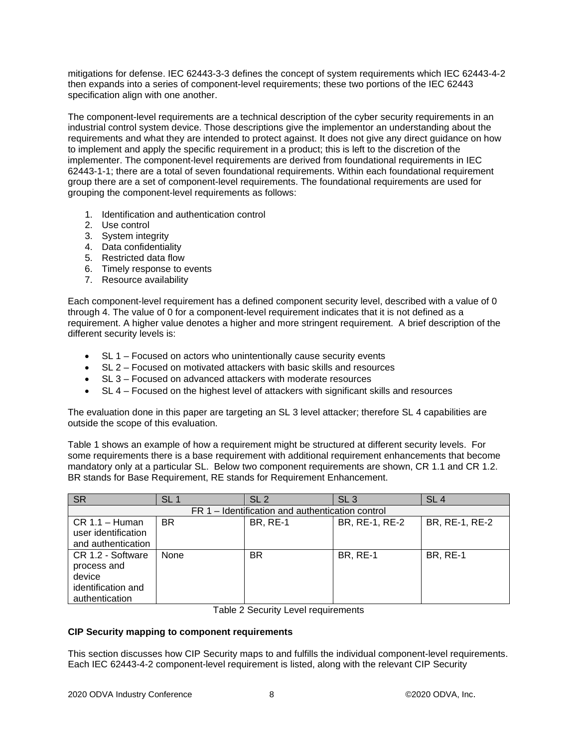mitigations for defense. IEC 62443-3-3 defines the concept of system requirements which IEC 62443-4-2 then expands into a series of component-level requirements; these two portions of the IEC 62443 specification align with one another.

The component-level requirements are a technical description of the cyber security requirements in an industrial control system device. Those descriptions give the implementor an understanding about the requirements and what they are intended to protect against. It does not give any direct guidance on how to implement and apply the specific requirement in a product; this is left to the discretion of the implementer. The component-level requirements are derived from foundational requirements in IEC 62443-1-1; there are a total of seven foundational requirements. Within each foundational requirement group there are a set of component-level requirements. The foundational requirements are used for grouping the component-level requirements as follows:

1. Identification and authentication control
2. Use control
3. System integrity
4. Data confidentiality
5. Restricted data flow
6. Timely response to events
7. Resource availability

Each component-level requirement has a defined component security level, described with a value of 0 through 4. The value of 0 for a component-level requirement indicates that it is not defined as a requirement. A higher value denotes a higher and more stringent requirement. A brief description of the different security levels is:

- SL 1 – Focused on actors who unintentionally cause security events
- SL 2 – Focused on motivated attackers with basic skills and resources
- SL 3 – Focused on advanced attackers with moderate resources
- SL 4 – Focused on the highest level of attackers with significant skills and resources

The evaluation done in this paper are targeting an SL 3 level attacker; therefore SL 4 capabilities are outside the scope of this evaluation.

Table 1 shows an example of how a requirement might be structured at different security levels. For some requirements there is a base requirement with additional requirement enhancements that become mandatory only at a particular SL. Below two component requirements are shown, CR 1.1 and CR 1.2. BR stands for Base Requirement, RE stands for Requirement Enhancement.

| SR | SL 1 | SL 2 | SL 3 | SL 4 |
|---|---|---|---|---|
| FR 1 – Identification and authentication control | | | | |
| CR 1.1 – Human user identification and authentication | BR | BR, RE-1 | BR, RE-1, RE-2 | BR, RE-1, RE-2 |
| CR 1.2 - Software process and device identification and authentication | None | BR | BR, RE-1 | BR, RE-1 |

Table 2 Security Level requirements

**CIP Security mapping to component requirements**

This section discusses how CIP Security maps to and fulfills the individual component-level requirements. Each IEC 62443-4-2 component-level requirement is listed, along with the relevant CIP Security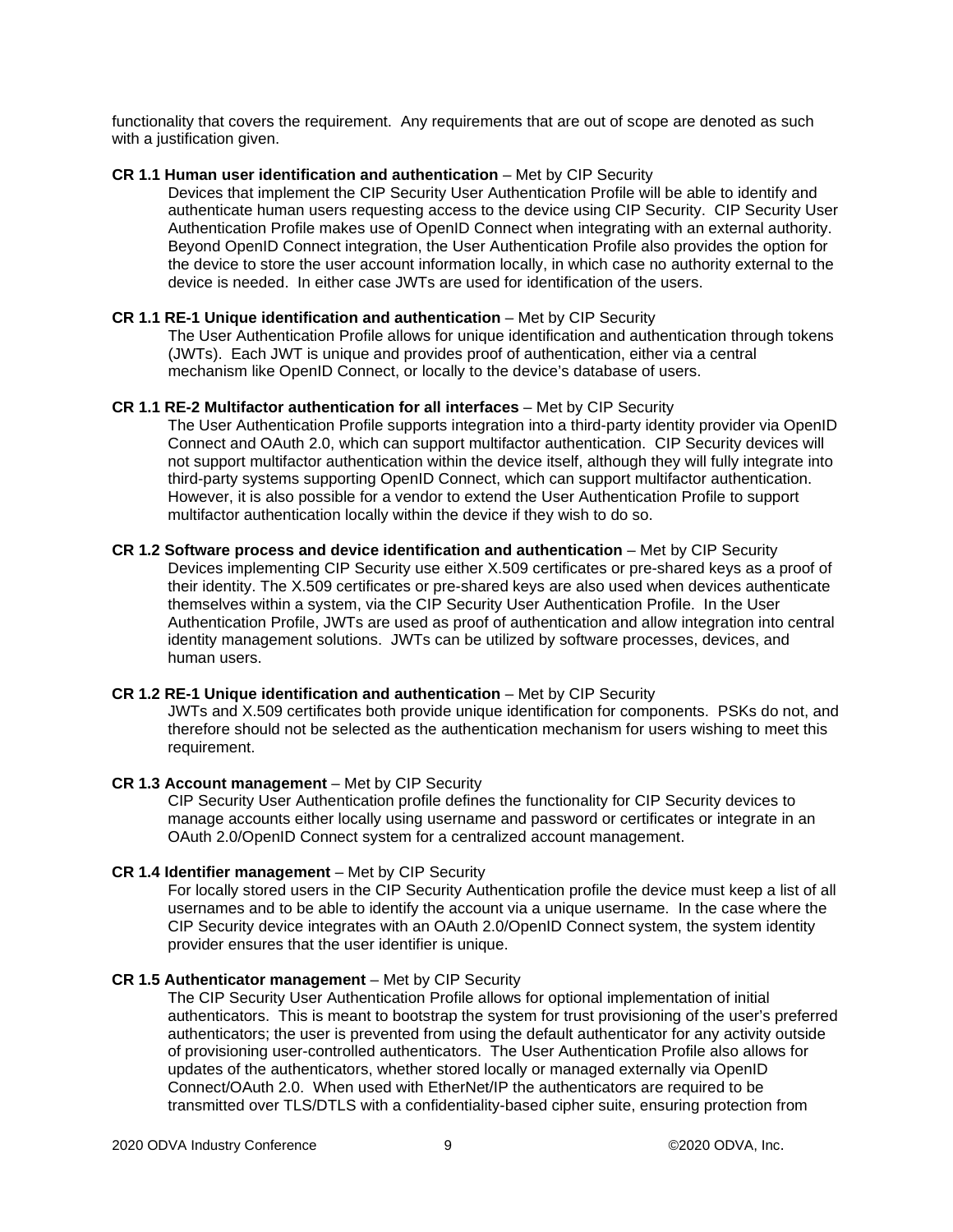functionality that covers the requirement. Any requirements that are out of scope are denoted as such with a justification given.

**CR 1.1 Human user identification and authentication** – Met by CIP Security

Devices that implement the CIP Security User Authentication Profile will be able to identify and authenticate human users requesting access to the device using CIP Security. CIP Security User Authentication Profile makes use of OpenID Connect when integrating with an external authority. Beyond OpenID Connect integration, the User Authentication Profile also provides the option for the device to store the user account information locally, in which case no authority external to the device is needed. In either case JWTs are used for identification of the users.

**CR 1.1 RE-1 Unique identification and authentication** – Met by CIP Security

The User Authentication Profile allows for unique identification and authentication through tokens (JWTs). Each JWT is unique and provides proof of authentication, either via a central mechanism like OpenID Connect, or locally to the device's database of users.

**CR 1.1 RE-2 Multifactor authentication for all interfaces** – Met by CIP Security

The User Authentication Profile supports integration into a third-party identity provider via OpenID Connect and OAuth 2.0, which can support multifactor authentication. CIP Security devices will not support multifactor authentication within the device itself, although they will fully integrate into third-party systems supporting OpenID Connect, which can support multifactor authentication. However, it is also possible for a vendor to extend the User Authentication Profile to support multifactor authentication locally within the device if they wish to do so.

**CR 1.2 Software process and device identification and authentication** – Met by CIP Security

Devices implementing CIP Security use either X.509 certificates or pre-shared keys as a proof of their identity. The X.509 certificates or pre-shared keys are also used when devices authenticate themselves within a system, via the CIP Security User Authentication Profile. In the User Authentication Profile, JWTs are used as proof of authentication and allow integration into central identity management solutions. JWTs can be utilized by software processes, devices, and human users.

**CR 1.2 RE-1 Unique identification and authentication** – Met by CIP Security

JWTs and X.509 certificates both provide unique identification for components. PSKs do not, and therefore should not be selected as the authentication mechanism for users wishing to meet this requirement.

**CR 1.3 Account management** – Met by CIP Security

CIP Security User Authentication profile defines the functionality for CIP Security devices to manage accounts either locally using username and password or certificates or integrate in an OAuth 2.0/OpenID Connect system for a centralized account management.

**CR 1.4 Identifier management** – Met by CIP Security

For locally stored users in the CIP Security Authentication profile the device must keep a list of all usernames and to be able to identify the account via a unique username. In the case where the CIP Security device integrates with an OAuth 2.0/OpenID Connect system, the system identity provider ensures that the user identifier is unique.

**CR 1.5 Authenticator management** – Met by CIP Security

The CIP Security User Authentication Profile allows for optional implementation of initial authenticators. This is meant to bootstrap the system for trust provisioning of the user's preferred authenticators; the user is prevented from using the default authenticator for any activity outside of provisioning user-controlled authenticators. The User Authentication Profile also allows for updates of the authenticators, whether stored locally or managed externally via OpenID Connect/OAuth 2.0. When used with EtherNet/IP the authenticators are required to be transmitted over TLS/DTLS with a confidentiality-based cipher suite, ensuring protection from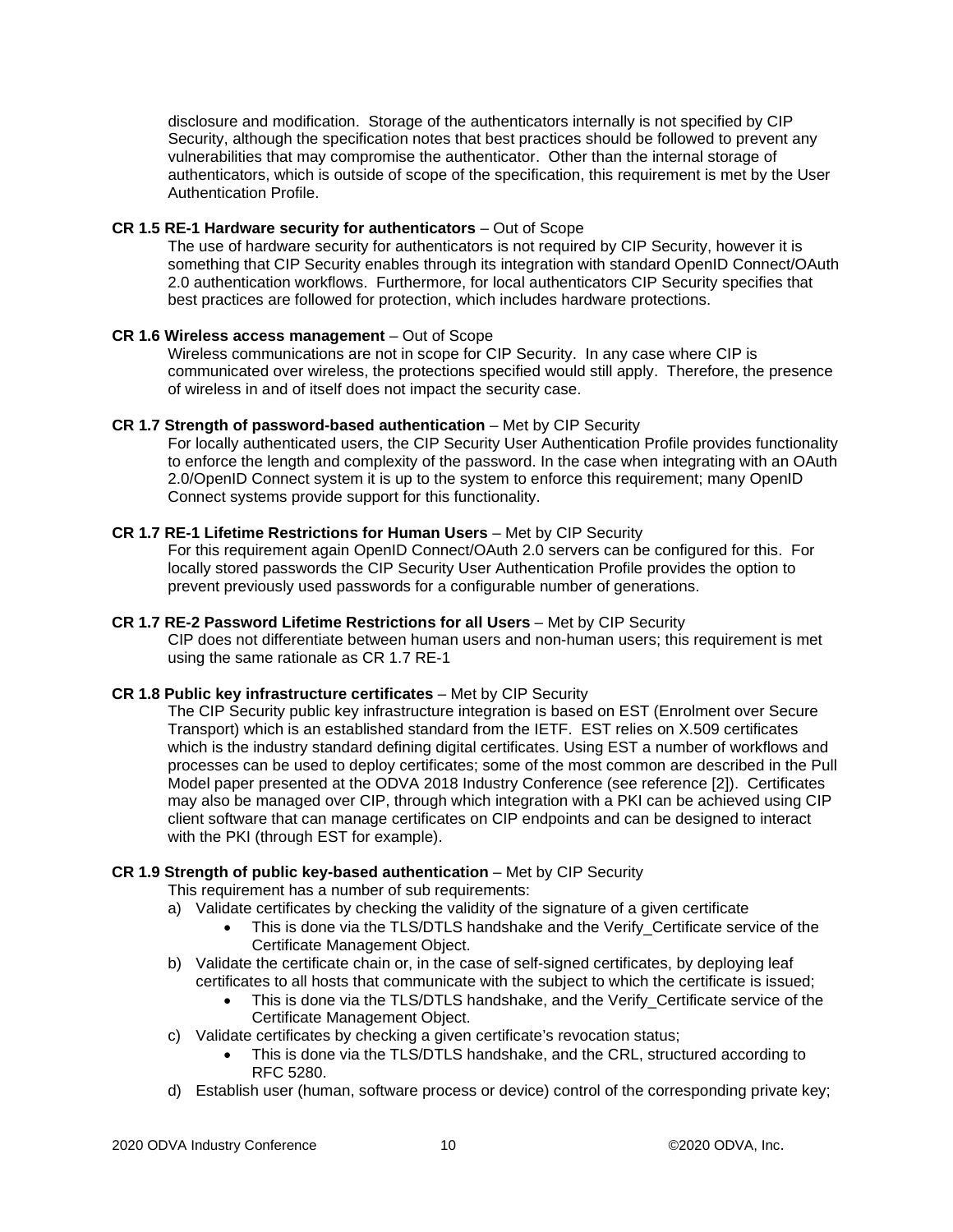disclosure and modification. Storage of the authenticators internally is not specified by CIP Security, although the specification notes that best practices should be followed to prevent any vulnerabilities that may compromise the authenticator. Other than the internal storage of authenticators, which is outside of scope of the specification, this requirement is met by the User Authentication Profile.

**CR 1.5 RE-1 Hardware security for authenticators** – Out of Scope

The use of hardware security for authenticators is not required by CIP Security, however it is something that CIP Security enables through its integration with standard OpenID Connect/OAuth 2.0 authentication workflows. Furthermore, for local authenticators CIP Security specifies that best practices are followed for protection, which includes hardware protections.

**CR 1.6 Wireless access management** – Out of Scope

Wireless communications are not in scope for CIP Security. In any case where CIP is communicated over wireless, the protections specified would still apply. Therefore, the presence of wireless in and of itself does not impact the security case.

**CR 1.7 Strength of password-based authentication** – Met by CIP Security

For locally authenticated users, the CIP Security User Authentication Profile provides functionality to enforce the length and complexity of the password. In the case when integrating with an OAuth 2.0/OpenID Connect system it is up to the system to enforce this requirement; many OpenID Connect systems provide support for this functionality.

**CR 1.7 RE-1 Lifetime Restrictions for Human Users** – Met by CIP Security

For this requirement again OpenID Connect/OAuth 2.0 servers can be configured for this. For locally stored passwords the CIP Security User Authentication Profile provides the option to prevent previously used passwords for a configurable number of generations.

**CR 1.7 RE-2 Password Lifetime Restrictions for all Users** – Met by CIP Security

CIP does not differentiate between human users and non-human users; this requirement is met using the same rationale as CR 1.7 RE-1

**CR 1.8 Public key infrastructure certificates** – Met by CIP Security

The CIP Security public key infrastructure integration is based on EST (Enrolment over Secure Transport) which is an established standard from the IETF. EST relies on X.509 certificates which is the industry standard defining digital certificates. Using EST a number of workflows and processes can be used to deploy certificates; some of the most common are described in the Pull Model paper presented at the ODVA 2018 Industry Conference (see reference [2]). Certificates may also be managed over CIP, through which integration with a PKI can be achieved using CIP client software that can manage certificates on CIP endpoints and can be designed to interact with the PKI (through EST for example).

**CR 1.9 Strength of public key-based authentication** – Met by CIP Security

This requirement has a number of sub requirements:

a) Validate certificates by checking the validity of the signature of a given certificate
   - This is done via the TLS/DTLS handshake and the Verify_Certificate service of the Certificate Management Object.
b) Validate the certificate chain or, in the case of self-signed certificates, by deploying leaf certificates to all hosts that communicate with the subject to which the certificate is issued;
   - This is done via the TLS/DTLS handshake, and the Verify_Certificate service of the Certificate Management Object.
c) Validate certificates by checking a given certificate's revocation status;
   - This is done via the TLS/DTLS handshake, and the CRL, structured according to RFC 5280.
d) Establish user (human, software process or device) control of the corresponding private key;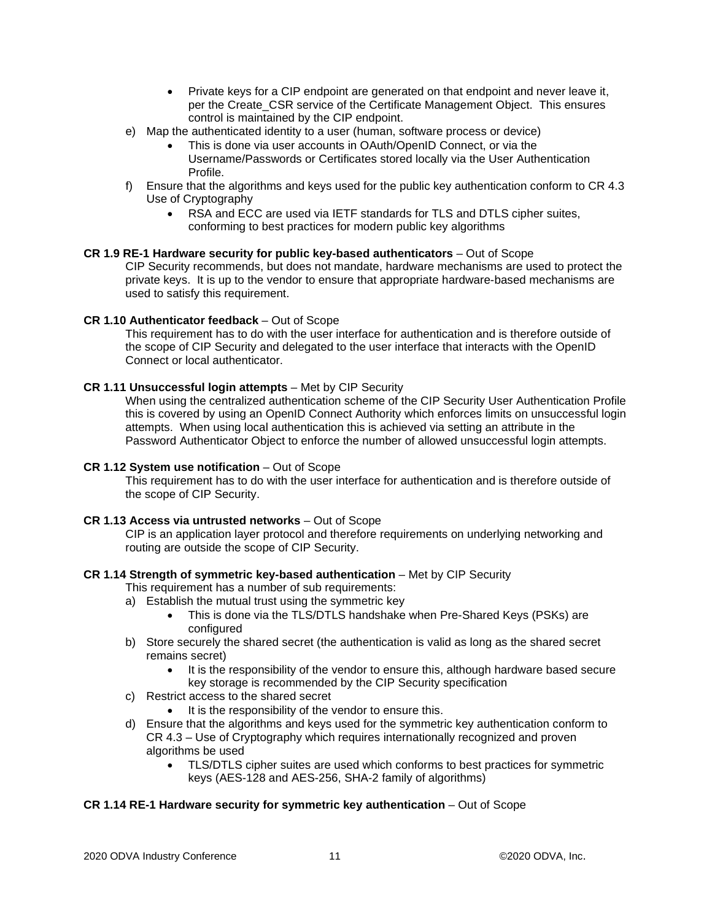- Private keys for a CIP endpoint are generated on that endpoint and never leave it, per the Create_CSR service of the Certificate Management Object. This ensures control is maintained by the CIP endpoint.

e) Map the authenticated identity to a user (human, software process or device)
   - This is done via user accounts in OAuth/OpenID Connect, or via the Username/Passwords or Certificates stored locally via the User Authentication Profile.

f) Ensure that the algorithms and keys used for the public key authentication conform to CR 4.3 Use of Cryptography
   - RSA and ECC are used via IETF standards for TLS and DTLS cipher suites, conforming to best practices for modern public key algorithms

**CR 1.9 RE-1 Hardware security for public key-based authenticators** – Out of Scope

CIP Security recommends, but does not mandate, hardware mechanisms are used to protect the private keys. It is up to the vendor to ensure that appropriate hardware-based mechanisms are used to satisfy this requirement.

**CR 1.10 Authenticator feedback** – Out of Scope

This requirement has to do with the user interface for authentication and is therefore outside of the scope of CIP Security and delegated to the user interface that interacts with the OpenID Connect or local authenticator.

**CR 1.11 Unsuccessful login attempts** – Met by CIP Security

When using the centralized authentication scheme of the CIP Security User Authentication Profile this is covered by using an OpenID Connect Authority which enforces limits on unsuccessful login attempts. When using local authentication this is achieved via setting an attribute in the Password Authenticator Object to enforce the number of allowed unsuccessful login attempts.

**CR 1.12 System use notification** – Out of Scope

This requirement has to do with the user interface for authentication and is therefore outside of the scope of CIP Security.

**CR 1.13 Access via untrusted networks** – Out of Scope

CIP is an application layer protocol and therefore requirements on underlying networking and routing are outside the scope of CIP Security.

**CR 1.14 Strength of symmetric key-based authentication** – Met by CIP Security

This requirement has a number of sub requirements:

a) Establish the mutual trust using the symmetric key
   - This is done via the TLS/DTLS handshake when Pre-Shared Keys (PSKs) are configured

b) Store securely the shared secret (the authentication is valid as long as the shared secret remains secret)
   - It is the responsibility of the vendor to ensure this, although hardware based secure key storage is recommended by the CIP Security specification

c) Restrict access to the shared secret
   - It is the responsibility of the vendor to ensure this.

d) Ensure that the algorithms and keys used for the symmetric key authentication conform to CR 4.3 – Use of Cryptography which requires internationally recognized and proven algorithms be used
   - TLS/DTLS cipher suites are used which conforms to best practices for symmetric keys (AES-128 and AES-256, SHA-2 family of algorithms)

**CR 1.14 RE-1 Hardware security for symmetric key authentication** – Out of Scope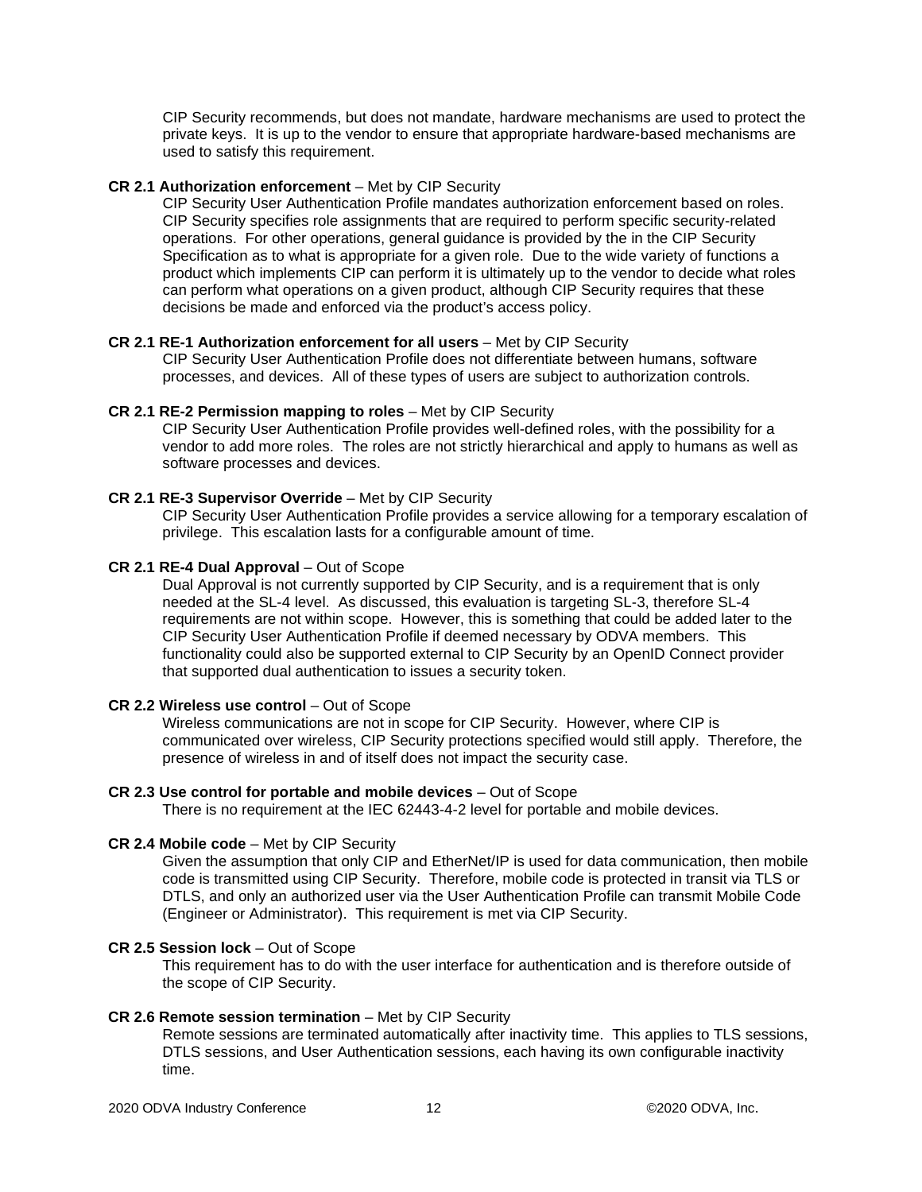CIP Security recommends, but does not mandate, hardware mechanisms are used to protect the private keys. It is up to the vendor to ensure that appropriate hardware-based mechanisms are used to satisfy this requirement.

**CR 2.1 Authorization enforcement** – Met by CIP Security

CIP Security User Authentication Profile mandates authorization enforcement based on roles. CIP Security specifies role assignments that are required to perform specific security-related operations. For other operations, general guidance is provided by the in the CIP Security Specification as to what is appropriate for a given role. Due to the wide variety of functions a product which implements CIP can perform it is ultimately up to the vendor to decide what roles can perform what operations on a given product, although CIP Security requires that these decisions be made and enforced via the product's access policy.

**CR 2.1 RE-1 Authorization enforcement for all users** – Met by CIP Security

CIP Security User Authentication Profile does not differentiate between humans, software processes, and devices. All of these types of users are subject to authorization controls.

**CR 2.1 RE-2 Permission mapping to roles** – Met by CIP Security

CIP Security User Authentication Profile provides well-defined roles, with the possibility for a vendor to add more roles. The roles are not strictly hierarchical and apply to humans as well as software processes and devices.

**CR 2.1 RE-3 Supervisor Override** – Met by CIP Security

CIP Security User Authentication Profile provides a service allowing for a temporary escalation of privilege. This escalation lasts for a configurable amount of time.

**CR 2.1 RE-4 Dual Approval** – Out of Scope

Dual Approval is not currently supported by CIP Security, and is a requirement that is only needed at the SL-4 level. As discussed, this evaluation is targeting SL-3, therefore SL-4 requirements are not within scope. However, this is something that could be added later to the CIP Security User Authentication Profile if deemed necessary by ODVA members. This functionality could also be supported external to CIP Security by an OpenID Connect provider that supported dual authentication to issues a security token.

**CR 2.2 Wireless use control** – Out of Scope

Wireless communications are not in scope for CIP Security. However, where CIP is communicated over wireless, CIP Security protections specified would still apply. Therefore, the presence of wireless in and of itself does not impact the security case.

**CR 2.3 Use control for portable and mobile devices** – Out of Scope

There is no requirement at the IEC 62443-4-2 level for portable and mobile devices.

**CR 2.4 Mobile code** – Met by CIP Security

Given the assumption that only CIP and EtherNet/IP is used for data communication, then mobile code is transmitted using CIP Security. Therefore, mobile code is protected in transit via TLS or DTLS, and only an authorized user via the User Authentication Profile can transmit Mobile Code (Engineer or Administrator). This requirement is met via CIP Security.

**CR 2.5 Session lock** – Out of Scope

This requirement has to do with the user interface for authentication and is therefore outside of the scope of CIP Security.

**CR 2.6 Remote session termination** – Met by CIP Security

Remote sessions are terminated automatically after inactivity time. This applies to TLS sessions, DTLS sessions, and User Authentication sessions, each having its own configurable inactivity time.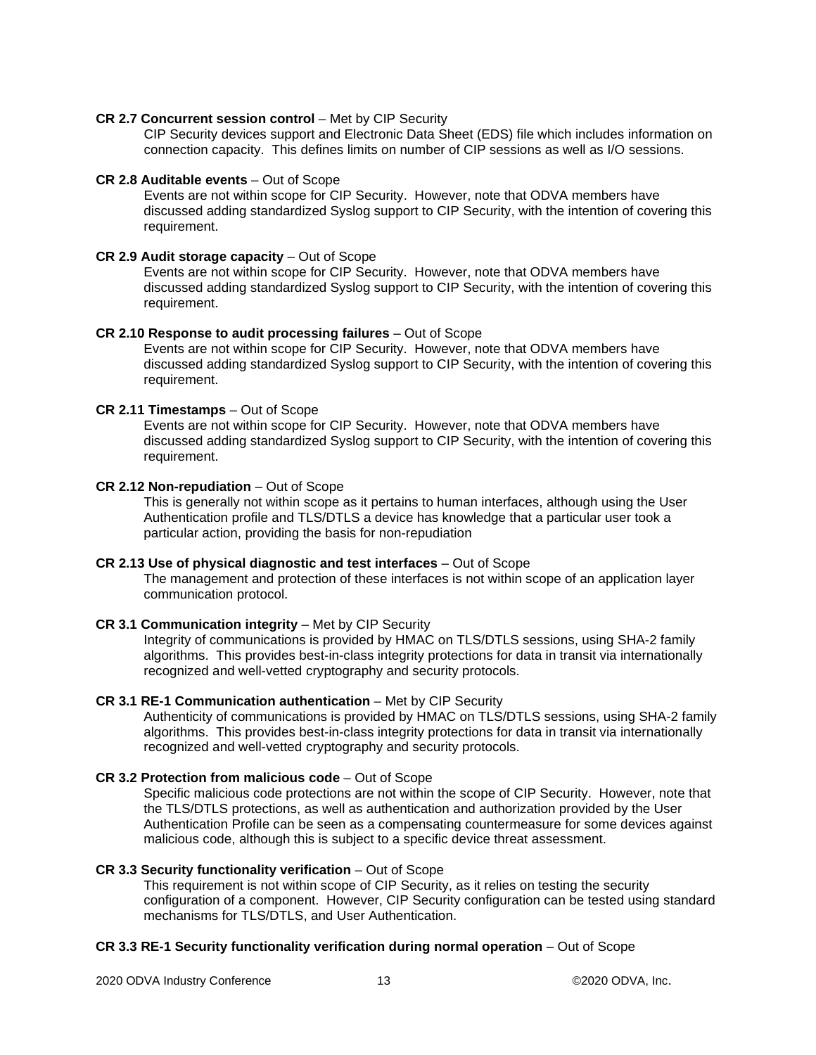**CR 2.7 Concurrent session control** – Met by CIP Security

CIP Security devices support and Electronic Data Sheet (EDS) file which includes information on connection capacity. This defines limits on number of CIP sessions as well as I/O sessions.

**CR 2.8 Auditable events** – Out of Scope

Events are not within scope for CIP Security. However, note that ODVA members have discussed adding standardized Syslog support to CIP Security, with the intention of covering this requirement.

**CR 2.9 Audit storage capacity** – Out of Scope

Events are not within scope for CIP Security. However, note that ODVA members have discussed adding standardized Syslog support to CIP Security, with the intention of covering this requirement.

**CR 2.10 Response to audit processing failures** – Out of Scope

Events are not within scope for CIP Security. However, note that ODVA members have discussed adding standardized Syslog support to CIP Security, with the intention of covering this requirement.

**CR 2.11 Timestamps** – Out of Scope

Events are not within scope for CIP Security. However, note that ODVA members have discussed adding standardized Syslog support to CIP Security, with the intention of covering this requirement.

**CR 2.12 Non-repudiation** – Out of Scope

This is generally not within scope as it pertains to human interfaces, although using the User Authentication profile and TLS/DTLS a device has knowledge that a particular user took a particular action, providing the basis for non-repudiation

**CR 2.13 Use of physical diagnostic and test interfaces** – Out of Scope

The management and protection of these interfaces is not within scope of an application layer communication protocol.

**CR 3.1 Communication integrity** – Met by CIP Security

Integrity of communications is provided by HMAC on TLS/DTLS sessions, using SHA-2 family algorithms. This provides best-in-class integrity protections for data in transit via internationally recognized and well-vetted cryptography and security protocols.

**CR 3.1 RE-1 Communication authentication** – Met by CIP Security

Authenticity of communications is provided by HMAC on TLS/DTLS sessions, using SHA-2 family algorithms. This provides best-in-class integrity protections for data in transit via internationally recognized and well-vetted cryptography and security protocols.

**CR 3.2 Protection from malicious code** – Out of Scope

Specific malicious code protections are not within the scope of CIP Security. However, note that the TLS/DTLS protections, as well as authentication and authorization provided by the User Authentication Profile can be seen as a compensating countermeasure for some devices against malicious code, although this is subject to a specific device threat assessment.

**CR 3.3 Security functionality verification** – Out of Scope

This requirement is not within scope of CIP Security, as it relies on testing the security configuration of a component. However, CIP Security configuration can be tested using standard mechanisms for TLS/DTLS, and User Authentication.

**CR 3.3 RE-1 Security functionality verification during normal operation** – Out of Scope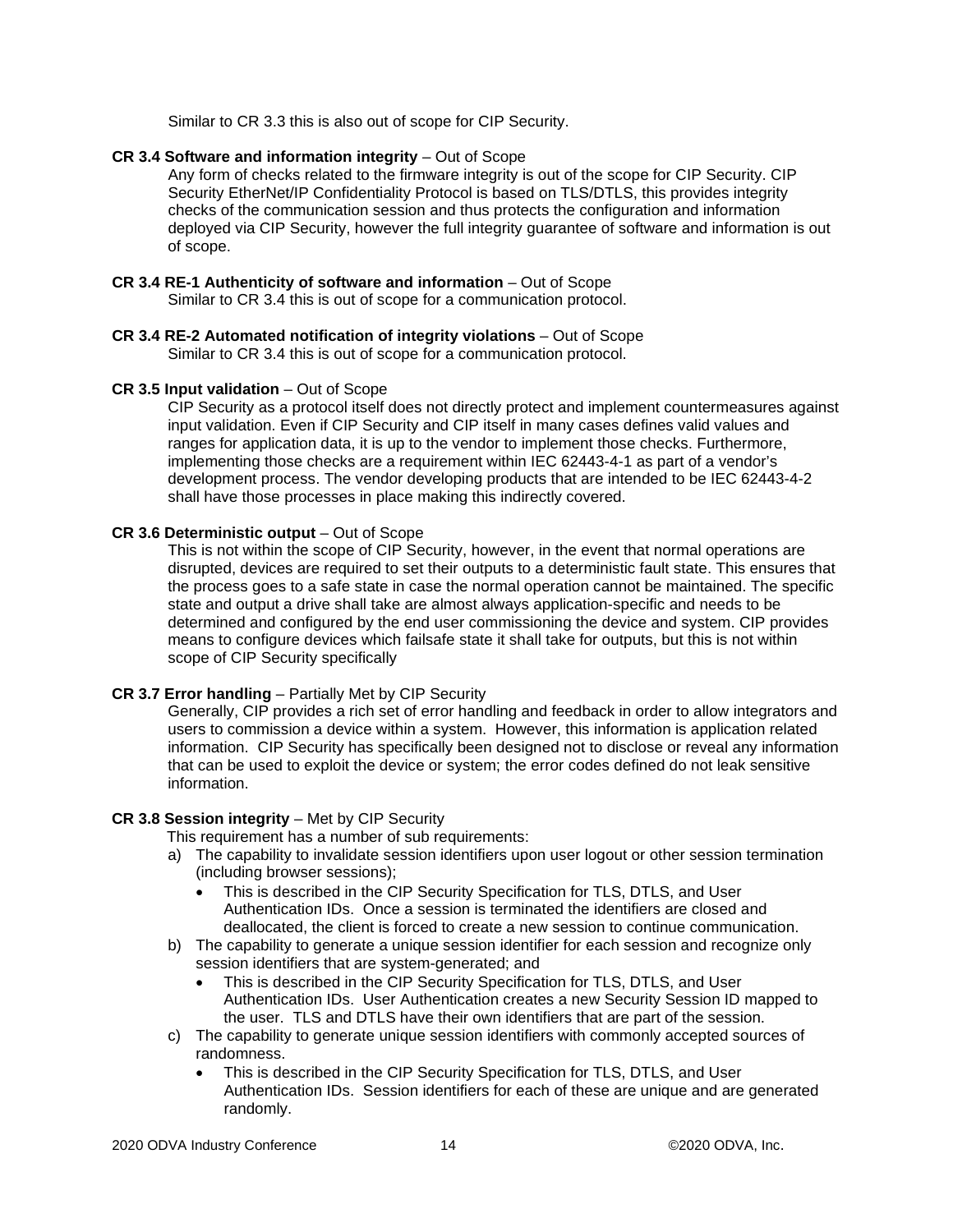Similar to CR 3.3 this is also out of scope for CIP Security.

**CR 3.4 Software and information integrity** – Out of Scope

Any form of checks related to the firmware integrity is out of the scope for CIP Security. CIP Security EtherNet/IP Confidentiality Protocol is based on TLS/DTLS, this provides integrity checks of the communication session and thus protects the configuration and information deployed via CIP Security, however the full integrity guarantee of software and information is out of scope.

**CR 3.4 RE-1 Authenticity of software and information** – Out of Scope

Similar to CR 3.4 this is out of scope for a communication protocol.

**CR 3.4 RE-2 Automated notification of integrity violations** – Out of Scope

Similar to CR 3.4 this is out of scope for a communication protocol.

**CR 3.5 Input validation** – Out of Scope

CIP Security as a protocol itself does not directly protect and implement countermeasures against input validation. Even if CIP Security and CIP itself in many cases defines valid values and ranges for application data, it is up to the vendor to implement those checks. Furthermore, implementing those checks are a requirement within IEC 62443-4-1 as part of a vendor's development process. The vendor developing products that are intended to be IEC 62443-4-2 shall have those processes in place making this indirectly covered.

**CR 3.6 Deterministic output** – Out of Scope

This is not within the scope of CIP Security, however, in the event that normal operations are disrupted, devices are required to set their outputs to a deterministic fault state. This ensures that the process goes to a safe state in case the normal operation cannot be maintained. The specific state and output a drive shall take are almost always application-specific and needs to be determined and configured by the end user commissioning the device and system. CIP provides means to configure devices which failsafe state it shall take for outputs, but this is not within scope of CIP Security specifically

**CR 3.7 Error handling** – Partially Met by CIP Security

Generally, CIP provides a rich set of error handling and feedback in order to allow integrators and users to commission a device within a system. However, this information is application related information. CIP Security has specifically been designed not to disclose or reveal any information that can be used to exploit the device or system; the error codes defined do not leak sensitive information.

**CR 3.8 Session integrity** – Met by CIP Security

This requirement has a number of sub requirements:

a) The capability to invalidate session identifiers upon user logout or other session termination (including browser sessions);
   - This is described in the CIP Security Specification for TLS, DTLS, and User Authentication IDs. Once a session is terminated the identifiers are closed and deallocated, the client is forced to create a new session to continue communication.

b) The capability to generate a unique session identifier for each session and recognize only session identifiers that are system-generated; and
   - This is described in the CIP Security Specification for TLS, DTLS, and User Authentication IDs. User Authentication creates a new Security Session ID mapped to the user. TLS and DTLS have their own identifiers that are part of the session.

c) The capability to generate unique session identifiers with commonly accepted sources of randomness.
   - This is described in the CIP Security Specification for TLS, DTLS, and User Authentication IDs. Session identifiers for each of these are unique and are generated randomly.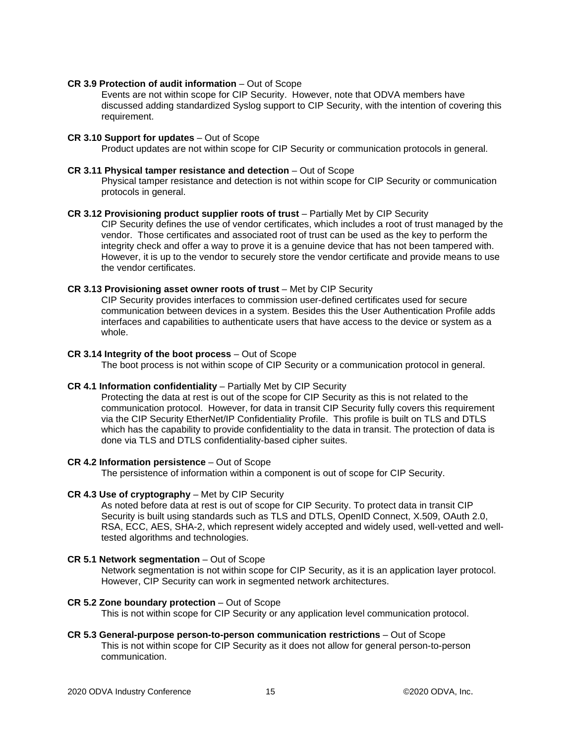**CR 3.9 Protection of audit information** – Out of Scope

Events are not within scope for CIP Security. However, note that ODVA members have discussed adding standardized Syslog support to CIP Security, with the intention of covering this requirement.

**CR 3.10 Support for updates** – Out of Scope

Product updates are not within scope for CIP Security or communication protocols in general.

**CR 3.11 Physical tamper resistance and detection** – Out of Scope

Physical tamper resistance and detection is not within scope for CIP Security or communication protocols in general.

**CR 3.12 Provisioning product supplier roots of trust** – Partially Met by CIP Security

CIP Security defines the use of vendor certificates, which includes a root of trust managed by the vendor. Those certificates and associated root of trust can be used as the key to perform the integrity check and offer a way to prove it is a genuine device that has not been tampered with. However, it is up to the vendor to securely store the vendor certificate and provide means to use the vendor certificates.

**CR 3.13 Provisioning asset owner roots of trust** – Met by CIP Security

CIP Security provides interfaces to commission user-defined certificates used for secure communication between devices in a system. Besides this the User Authentication Profile adds interfaces and capabilities to authenticate users that have access to the device or system as a whole.

**CR 3.14 Integrity of the boot process** – Out of Scope

The boot process is not within scope of CIP Security or a communication protocol in general.

**CR 4.1 Information confidentiality** – Partially Met by CIP Security

Protecting the data at rest is out of the scope for CIP Security as this is not related to the communication protocol. However, for data in transit CIP Security fully covers this requirement via the CIP Security EtherNet/IP Confidentiality Profile. This profile is built on TLS and DTLS which has the capability to provide confidentiality to the data in transit. The protection of data is done via TLS and DTLS confidentiality-based cipher suites.

**CR 4.2 Information persistence** – Out of Scope

The persistence of information within a component is out of scope for CIP Security.

**CR 4.3 Use of cryptography** – Met by CIP Security

As noted before data at rest is out of scope for CIP Security. To protect data in transit CIP Security is built using standards such as TLS and DTLS, OpenID Connect, X.509, OAuth 2.0, RSA, ECC, AES, SHA-2, which represent widely accepted and widely used, well-vetted and well-tested algorithms and technologies.

**CR 5.1 Network segmentation** – Out of Scope

Network segmentation is not within scope for CIP Security, as it is an application layer protocol. However, CIP Security can work in segmented network architectures.

**CR 5.2 Zone boundary protection** – Out of Scope

This is not within scope for CIP Security or any application level communication protocol.

**CR 5.3 General-purpose person-to-person communication restrictions** – Out of Scope

This is not within scope for CIP Security as it does not allow for general person-to-person communication.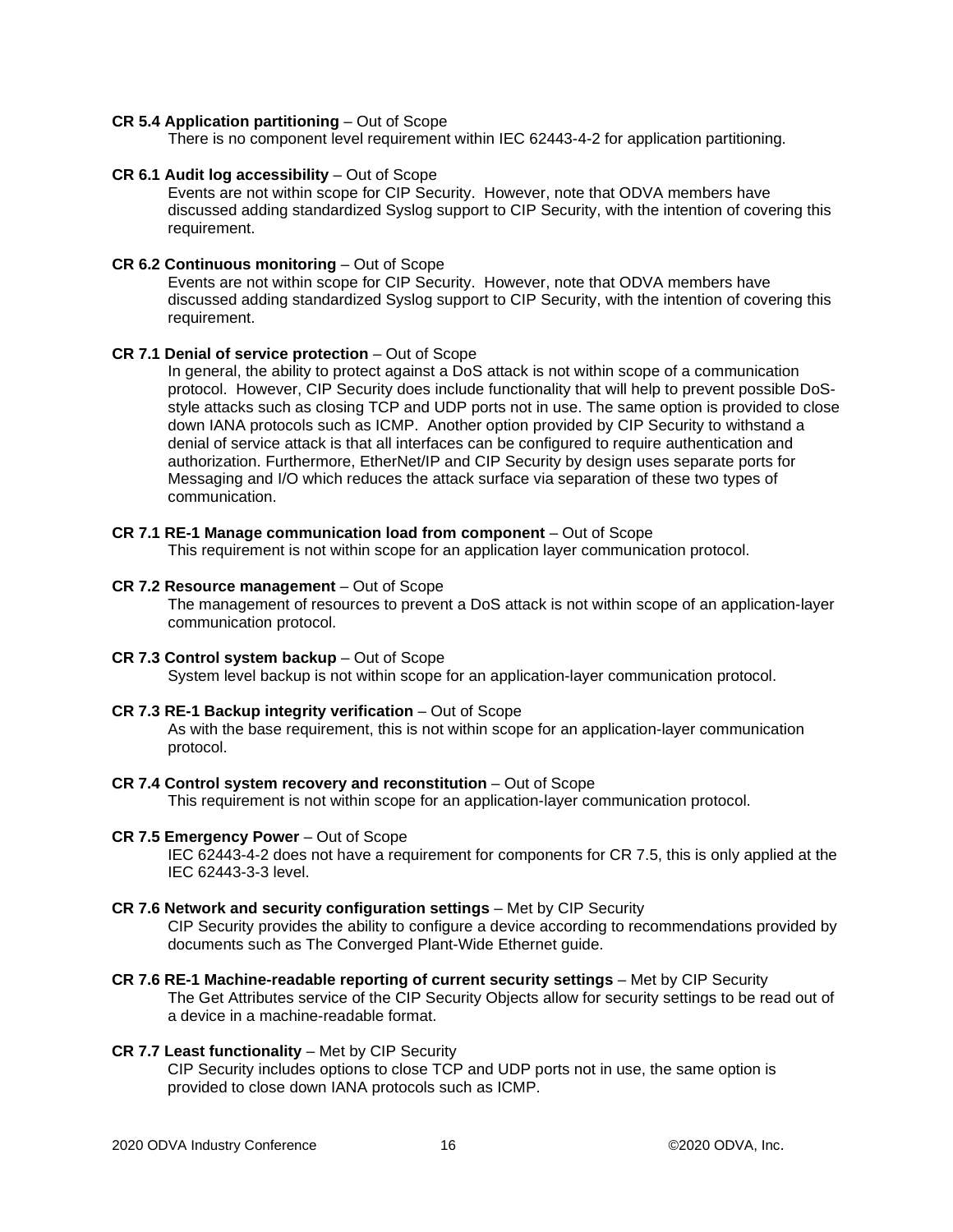**CR 5.4 Application partitioning** – Out of Scope

There is no component level requirement within IEC 62443-4-2 for application partitioning.

**CR 6.1 Audit log accessibility** – Out of Scope

Events are not within scope for CIP Security. However, note that ODVA members have discussed adding standardized Syslog support to CIP Security, with the intention of covering this requirement.

**CR 6.2 Continuous monitoring** – Out of Scope

Events are not within scope for CIP Security. However, note that ODVA members have discussed adding standardized Syslog support to CIP Security, with the intention of covering this requirement.

**CR 7.1 Denial of service protection** – Out of Scope

In general, the ability to protect against a DoS attack is not within scope of a communication protocol. However, CIP Security does include functionality that will help to prevent possible DoS-style attacks such as closing TCP and UDP ports not in use. The same option is provided to close down IANA protocols such as ICMP. Another option provided by CIP Security to withstand a denial of service attack is that all interfaces can be configured to require authentication and authorization. Furthermore, EtherNet/IP and CIP Security by design uses separate ports for Messaging and I/O which reduces the attack surface via separation of these two types of communication.

**CR 7.1 RE-1 Manage communication load from component** – Out of Scope

This requirement is not within scope for an application layer communication protocol.

**CR 7.2 Resource management** – Out of Scope

The management of resources to prevent a DoS attack is not within scope of an application-layer communication protocol.

**CR 7.3 Control system backup** – Out of Scope

System level backup is not within scope for an application-layer communication protocol.

**CR 7.3 RE-1 Backup integrity verification** – Out of Scope

As with the base requirement, this is not within scope for an application-layer communication protocol.

**CR 7.4 Control system recovery and reconstitution** – Out of Scope

This requirement is not within scope for an application-layer communication protocol.

**CR 7.5 Emergency Power** – Out of Scope

IEC 62443-4-2 does not have a requirement for components for CR 7.5, this is only applied at the IEC 62443-3-3 level.

**CR 7.6 Network and security configuration settings** – Met by CIP Security

CIP Security provides the ability to configure a device according to recommendations provided by documents such as The Converged Plant-Wide Ethernet guide.

**CR 7.6 RE-1 Machine-readable reporting of current security settings** – Met by CIP Security

The Get Attributes service of the CIP Security Objects allow for security settings to be read out of a device in a machine-readable format.

**CR 7.7 Least functionality** – Met by CIP Security

CIP Security includes options to close TCP and UDP ports not in use, the same option is provided to close down IANA protocols such as ICMP.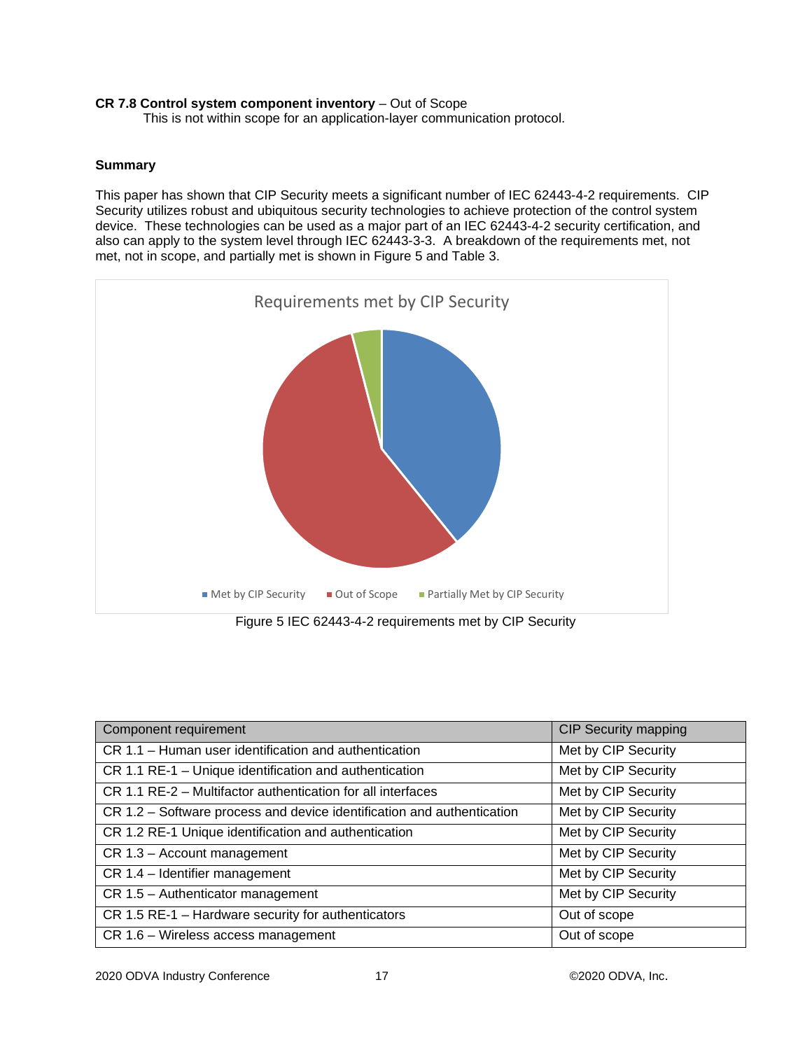**CR 7.8 Control system component inventory** – Out of Scope

This is not within scope for an application-layer communication protocol.

**Summary**

This paper has shown that CIP Security meets a significant number of IEC 62443-4-2 requirements. CIP Security utilizes robust and ubiquitous security technologies to achieve protection of the control system device. These technologies can be used as a major part of an IEC 62443-4-2 security certification, and also can apply to the system level through IEC 62443-3-3. A breakdown of the requirements met, not met, not in scope, and partially met is shown in Figure 5 and Table 3.

Figure 5 IEC 62443-4-2 requirements met by CIP Security

| Component requirement | CIP Security mapping |
|---|---|
| CR 1.1 – Human user identification and authentication | Met by CIP Security |
| CR 1.1 RE-1 – Unique identification and authentication | Met by CIP Security |
| CR 1.1 RE-2 – Multifactor authentication for all interfaces | Met by CIP Security |
| CR 1.2 – Software process and device identification and authentication | Met by CIP Security |
| CR 1.2 RE-1 Unique identification and authentication | Met by CIP Security |
| CR 1.3 – Account management | Met by CIP Security |
| CR 1.4 – Identifier management | Met by CIP Security |
| CR 1.5 – Authenticator management | Met by CIP Security |
| CR 1.5 RE-1 – Hardware security for authenticators | Out of scope |
| CR 1.6 – Wireless access management | Out of scope |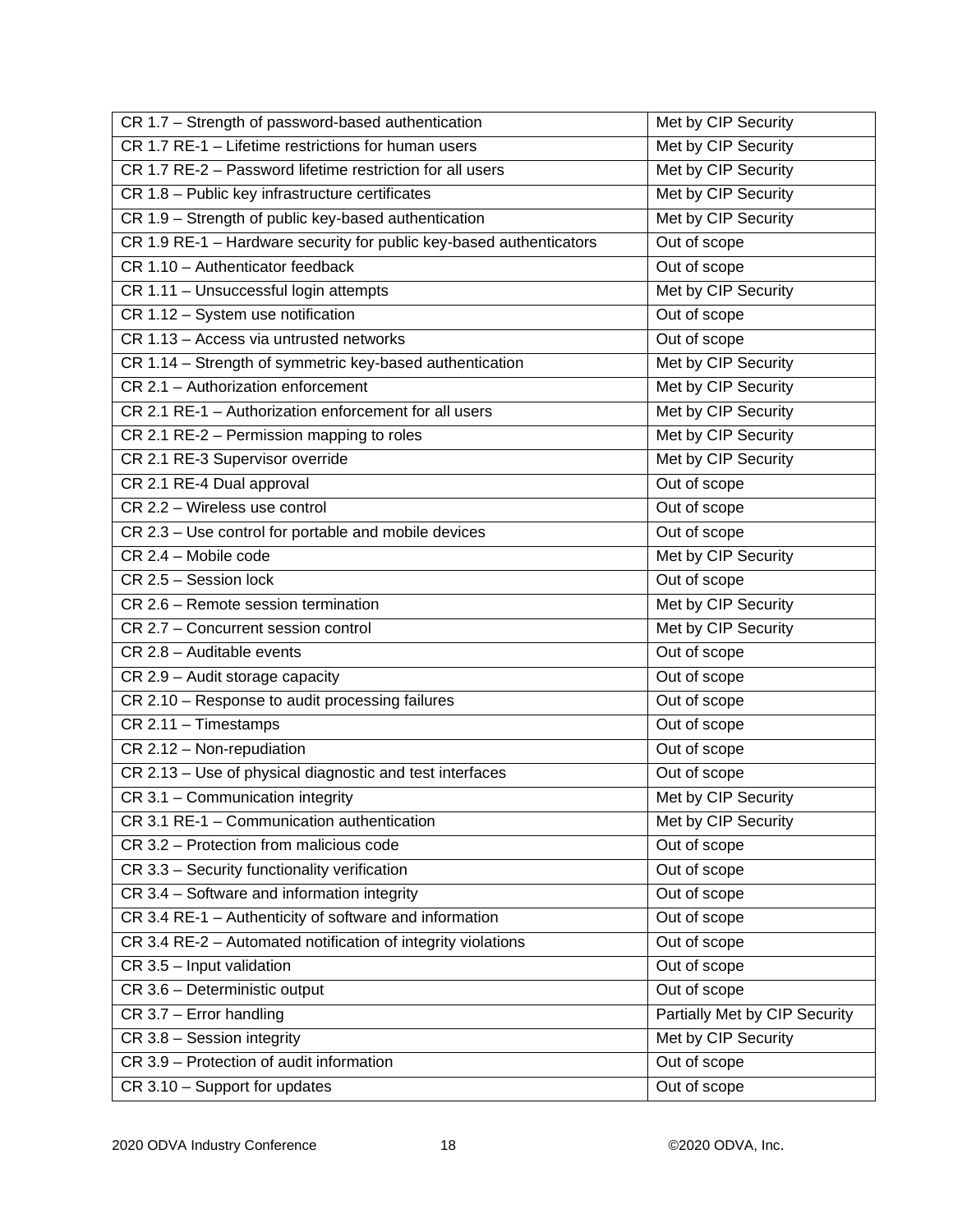| CR 1.7 – Strength of password-based authentication | Met by CIP Security |
|---|---|
| CR 1.7 RE-1 – Lifetime restrictions for human users | Met by CIP Security |
| CR 1.7 RE-2 – Password lifetime restriction for all users | Met by CIP Security |
| CR 1.8 – Public key infrastructure certificates | Met by CIP Security |
| CR 1.9 – Strength of public key-based authentication | Met by CIP Security |
| CR 1.9 RE-1 – Hardware security for public key-based authenticators | Out of scope |
| CR 1.10 – Authenticator feedback | Out of scope |
| CR 1.11 – Unsuccessful login attempts | Met by CIP Security |
| CR 1.12 – System use notification | Out of scope |
| CR 1.13 – Access via untrusted networks | Out of scope |
| CR 1.14 – Strength of symmetric key-based authentication | Met by CIP Security |
| CR 2.1 – Authorization enforcement | Met by CIP Security |
| CR 2.1 RE-1 – Authorization enforcement for all users | Met by CIP Security |
| CR 2.1 RE-2 – Permission mapping to roles | Met by CIP Security |
| CR 2.1 RE-3 Supervisor override | Met by CIP Security |
| CR 2.1 RE-4 Dual approval | Out of scope |
| CR 2.2 – Wireless use control | Out of scope |
| CR 2.3 – Use control for portable and mobile devices | Out of scope |
| CR 2.4 – Mobile code | Met by CIP Security |
| CR 2.5 – Session lock | Out of scope |
| CR 2.6 – Remote session termination | Met by CIP Security |
| CR 2.7 – Concurrent session control | Met by CIP Security |
| CR 2.8 – Auditable events | Out of scope |
| CR 2.9 – Audit storage capacity | Out of scope |
| CR 2.10 – Response to audit processing failures | Out of scope |
| CR 2.11 – Timestamps | Out of scope |
| CR 2.12 – Non-repudiation | Out of scope |
| CR 2.13 – Use of physical diagnostic and test interfaces | Out of scope |
| CR 3.1 – Communication integrity | Met by CIP Security |
| CR 3.1 RE-1 – Communication authentication | Met by CIP Security |
| CR 3.2 – Protection from malicious code | Out of scope |
| CR 3.3 – Security functionality verification | Out of scope |
| CR 3.4 – Software and information integrity | Out of scope |
| CR 3.4 RE-1 – Authenticity of software and information | Out of scope |
| CR 3.4 RE-2 – Automated notification of integrity violations | Out of scope |
| CR 3.5 – Input validation | Out of scope |
| CR 3.6 – Deterministic output | Out of scope |
| CR 3.7 – Error handling | Partially Met by CIP Security |
| CR 3.8 – Session integrity | Met by CIP Security |
| CR 3.9 – Protection of audit information | Out of scope |
| CR 3.10 – Support for updates | Out of scope |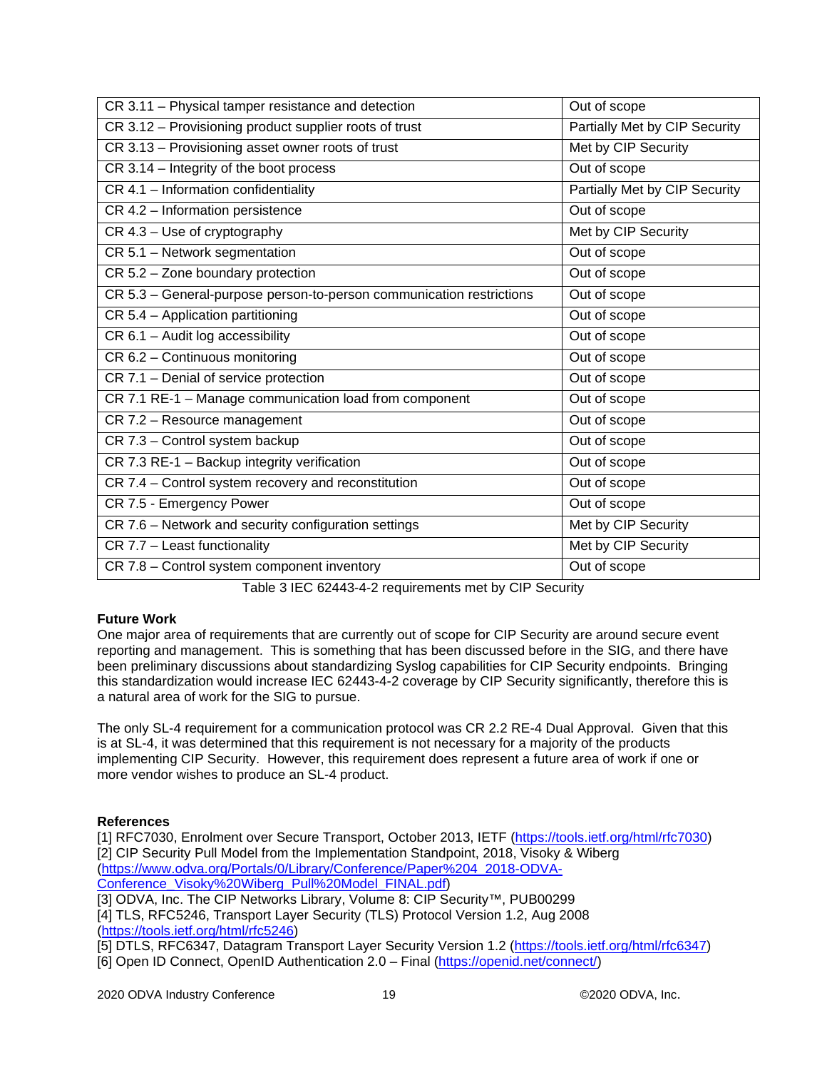| CR 3.11 – Physical tamper resistance and detection | Out of scope |
|---|---|
| CR 3.12 – Provisioning product supplier roots of trust | Partially Met by CIP Security |
| CR 3.13 – Provisioning asset owner roots of trust | Met by CIP Security |
| CR 3.14 – Integrity of the boot process | Out of scope |
| CR 4.1 – Information confidentiality | Partially Met by CIP Security |
| CR 4.2 – Information persistence | Out of scope |
| CR 4.3 – Use of cryptography | Met by CIP Security |
| CR 5.1 – Network segmentation | Out of scope |
| CR 5.2 – Zone boundary protection | Out of scope |
| CR 5.3 – General-purpose person-to-person communication restrictions | Out of scope |
| CR 5.4 – Application partitioning | Out of scope |
| CR 6.1 – Audit log accessibility | Out of scope |
| CR 6.2 – Continuous monitoring | Out of scope |
| CR 7.1 – Denial of service protection | Out of scope |
| CR 7.1 RE-1 – Manage communication load from component | Out of scope |
| CR 7.2 – Resource management | Out of scope |
| CR 7.3 – Control system backup | Out of scope |
| CR 7.3 RE-1 – Backup integrity verification | Out of scope |
| CR 7.4 – Control system recovery and reconstitution | Out of scope |
| CR 7.5 - Emergency Power | Out of scope |
| CR 7.6 – Network and security configuration settings | Met by CIP Security |
| CR 7.7 – Least functionality | Met by CIP Security |
| CR 7.8 – Control system component inventory | Out of scope |

Table 3 IEC 62443-4-2 requirements met by CIP Security

**Future Work**

One major area of requirements that are currently out of scope for CIP Security are around secure event reporting and management. This is something that has been discussed before in the SIG, and there have been preliminary discussions about standardizing Syslog capabilities for CIP Security endpoints. Bringing this standardization would increase IEC 62443-4-2 coverage by CIP Security significantly, therefore this is a natural area of work for the SIG to pursue.

The only SL-4 requirement for a communication protocol was CR 2.2 RE-4 Dual Approval. Given that this is at SL-4, it was determined that this requirement is not necessary for a majority of the products implementing CIP Security. However, this requirement does represent a future area of work if one or more vendor wishes to produce an SL-4 product.

**References**

[1] RFC7030, Enrolment over Secure Transport, October 2013, IETF (https://tools.ietf.org/html/rfc7030)
[2] CIP Security Pull Model from the Implementation Standpoint, 2018, Visoky & Wiberg (https://www.odva.org/Portals/0/Library/Conference/Paper%204_2018-ODVA-Conference_Visoky%20Wiberg_Pull%20Model_FINAL.pdf)
[3] ODVA, Inc. The CIP Networks Library, Volume 8: CIP Security™, PUB00299
[4] TLS, RFC5246, Transport Layer Security (TLS) Protocol Version 1.2, Aug 2008 (https://tools.ietf.org/html/rfc5246)
[5] DTLS, RFC6347, Datagram Transport Layer Security Version 1.2 (https://tools.ietf.org/html/rfc6347)
[6] Open ID Connect, OpenID Authentication 2.0 – Final (https://openid.net/connect/)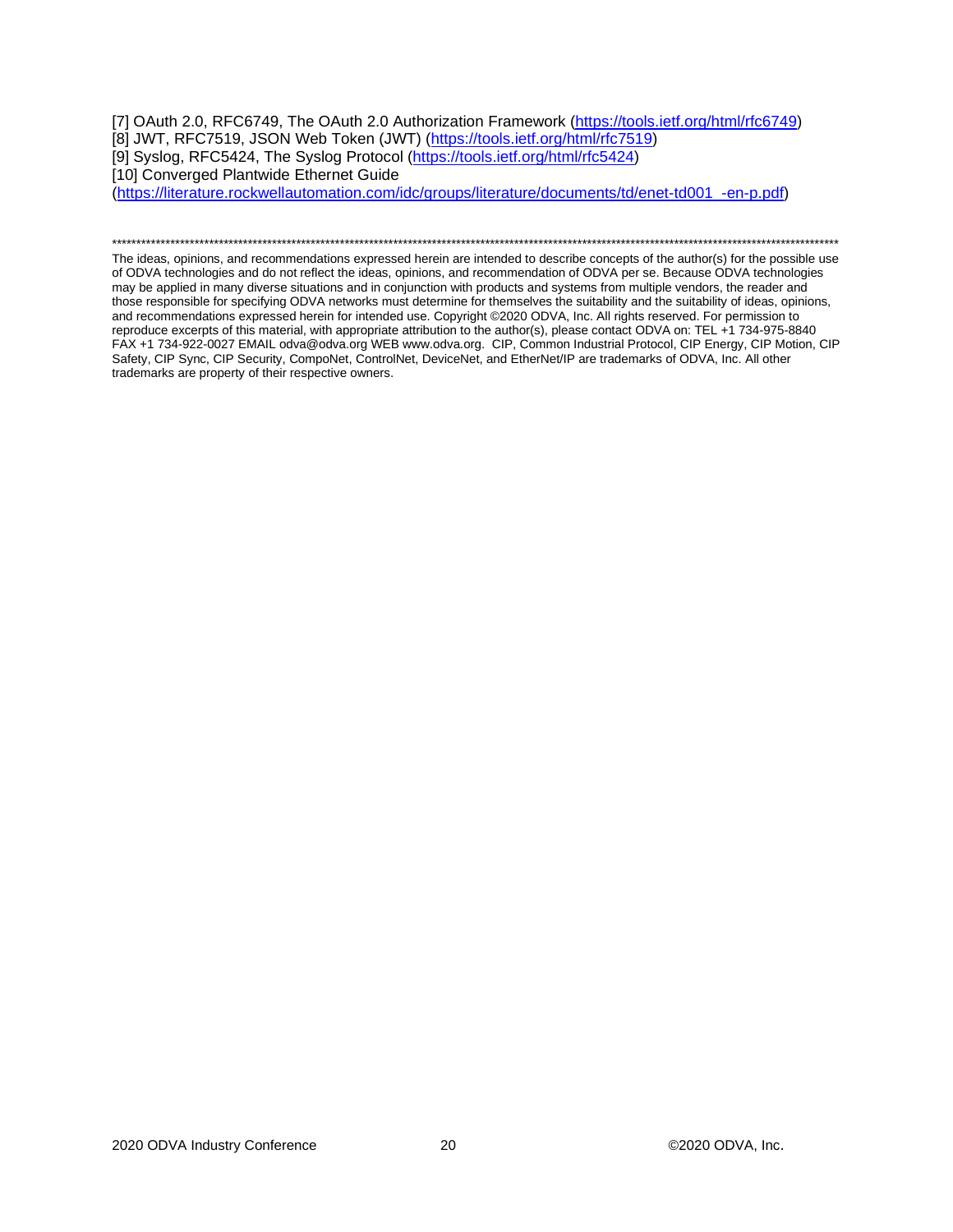[7] OAuth 2.0, RFC6749, The OAuth 2.0 Authorization Framework (https://tools.ietf.org/html/rfc6749)
[8] JWT, RFC7519, JSON Web Token (JWT) (https://tools.ietf.org/html/rfc7519)
[9] Syslog, RFC5424, The Syslog Protocol (https://tools.ietf.org/html/rfc5424)
[10] Converged Plantwide Ethernet Guide
(https://literature.rockwellautomation.com/idc/groups/literature/documents/td/enet-td001_-en-p.pdf)

**********************************************************************************************************************************************

The ideas, opinions, and recommendations expressed herein are intended to describe concepts of the author(s) for the possible use of ODVA technologies and do not reflect the ideas, opinions, and recommendation of ODVA per se. Because ODVA technologies may be applied in many diverse situations and in conjunction with products and systems from multiple vendors, the reader and those responsible for specifying ODVA networks must determine for themselves the suitability and the suitability of ideas, opinions, and recommendations expressed herein for intended use. Copyright ©2020 ODVA, Inc. All rights reserved. For permission to reproduce excerpts of this material, with appropriate attribution to the author(s), please contact ODVA on: TEL +1 734-975-8840 FAX +1 734-922-0027 EMAIL odva@odva.org WEB www.odva.org. CIP, Common Industrial Protocol, CIP Energy, CIP Motion, CIP Safety, CIP Sync, CIP Security, CompoNet, ControlNet, DeviceNet, and EtherNet/IP are trademarks of ODVA, Inc. All other trademarks are property of their respective owners.